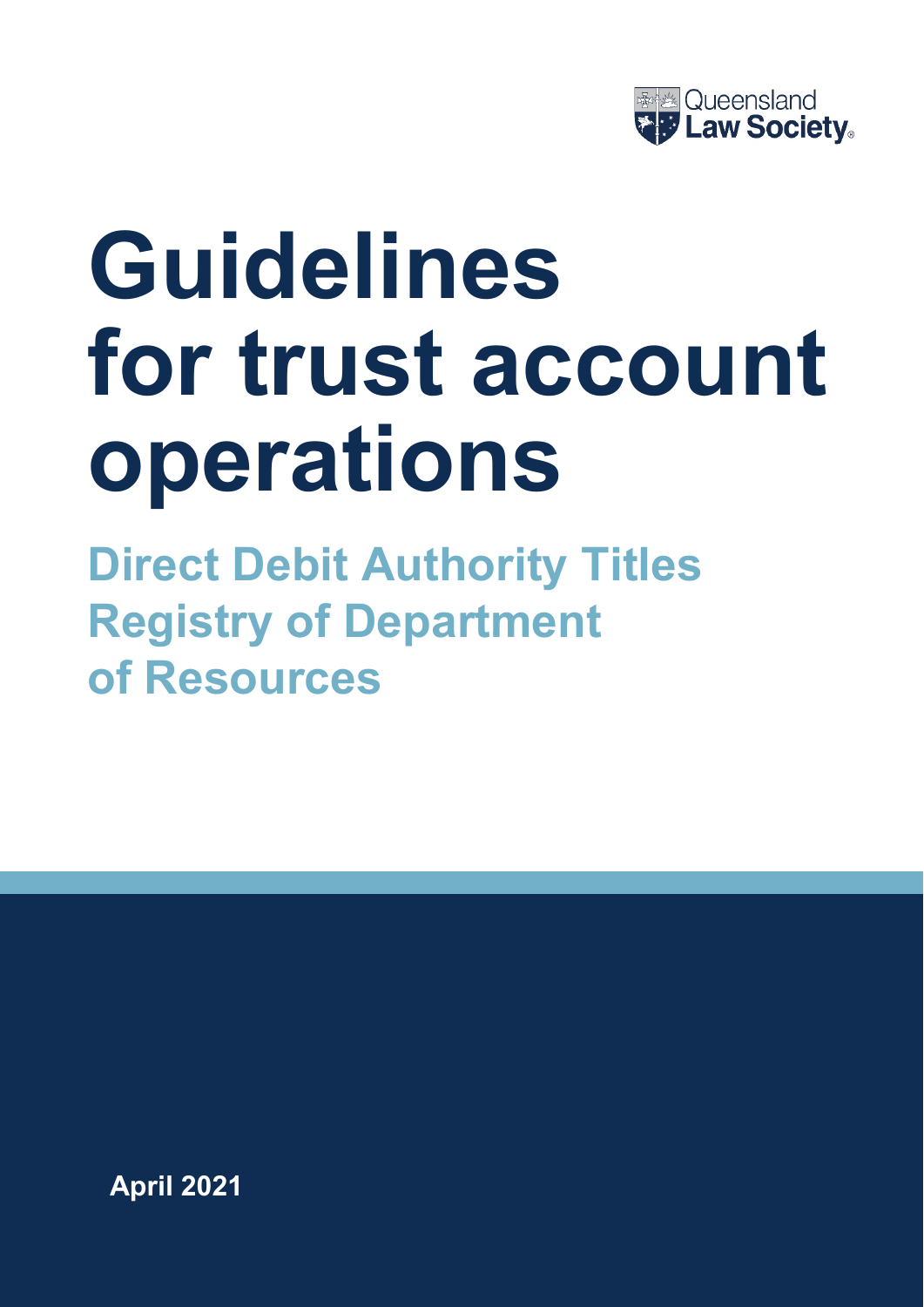Queensland Law Society

# Guidelines for trust account operations

## Direct Debit Authority Titles Registry of Department of Resources

April 2021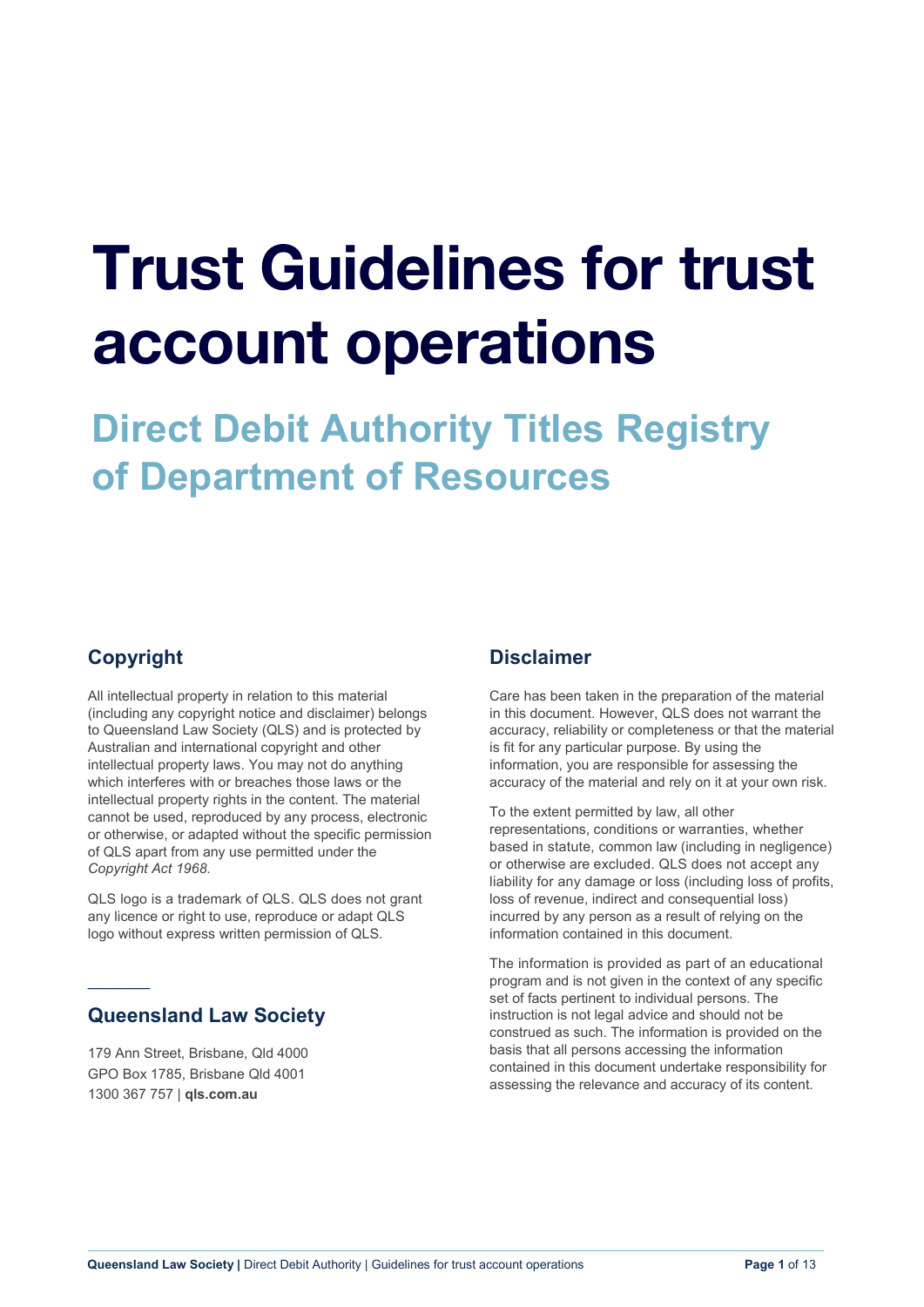# Trust Guidelines for trust account operations

## Direct Debit Authority Titles Registry of Department of Resources

### Copyright

All intellectual property in relation to this material (including any copyright notice and disclaimer) belongs to Queensland Law Society (QLS) and is protected by Australian and international copyright and other intellectual property laws. You may not do anything which interferes with or breaches those laws or the intellectual property rights in the content. The material cannot be used, reproduced by any process, electronic or otherwise, or adapted without the specific permission of QLS apart from any use permitted under the *Copyright Act 1968*.

QLS logo is a trademark of QLS. QLS does not grant any licence or right to use, reproduce or adapt QLS logo without express written permission of QLS.

### Queensland Law Society

179 Ann Street, Brisbane, Qld 4000
GPO Box 1785, Brisbane Qld 4001
1300 367 757 | **qls.com.au**

### Disclaimer

Care has been taken in the preparation of the material in this document. However, QLS does not warrant the accuracy, reliability or completeness or that the material is fit for any particular purpose. By using the information, you are responsible for assessing the accuracy of the material and rely on it at your own risk.

To the extent permitted by law, all other representations, conditions or warranties, whether based in statute, common law (including in negligence) or otherwise are excluded. QLS does not accept any liability for any damage or loss (including loss of profits, loss of revenue, indirect and consequential loss) incurred by any person as a result of relying on the information contained in this document.

The information is provided as part of an educational program and is not given in the context of any specific set of facts pertinent to individual persons. The instruction is not legal advice and should not be construed as such. The information is provided on the basis that all persons accessing the information contained in this document undertake responsibility for assessing the relevance and accuracy of its content.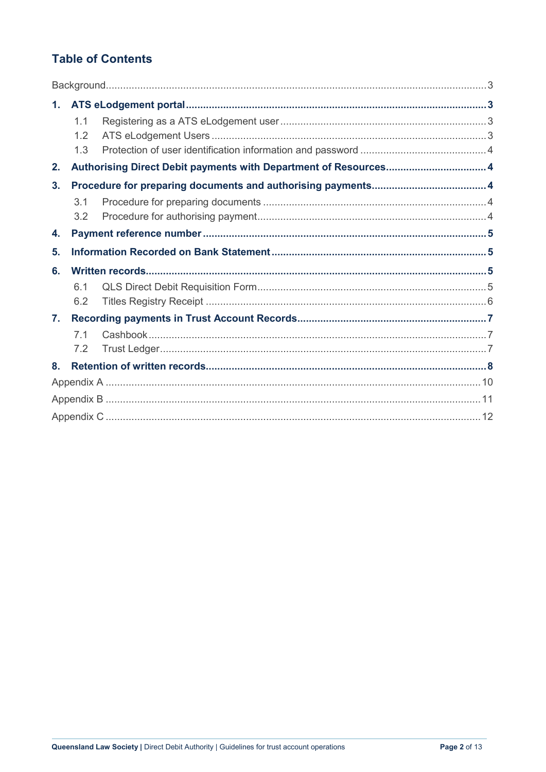## Table of Contents

- Background ... 3
- **1. ATS eLodgement portal ... 3**
  - 1.1 Registering as a ATS eLodgement user ... 3
  - 1.2 ATS eLodgement Users ... 3
  - 1.3 Protection of user identification information and password ... 4
- **2. Authorising Direct Debit payments with Department of Resources ... 4**
- **3. Procedure for preparing documents and authorising payments ... 4**
  - 3.1 Procedure for preparing documents ... 4
  - 3.2 Procedure for authorising payment ... 4
- **4. Payment reference number ... 5**
- **5. Information Recorded on Bank Statement ... 5**
- **6. Written records ... 5**
  - 6.1 QLS Direct Debit Requisition Form ... 5
  - 6.2 Titles Registry Receipt ... 6
- **7. Recording payments in Trust Account Records ... 7**
  - 7.1 Cashbook ... 7
  - 7.2 Trust Ledger ... 7
- **8. Retention of written records ... 8**
- Appendix A ... 10
- Appendix B ... 11
- Appendix C ... 12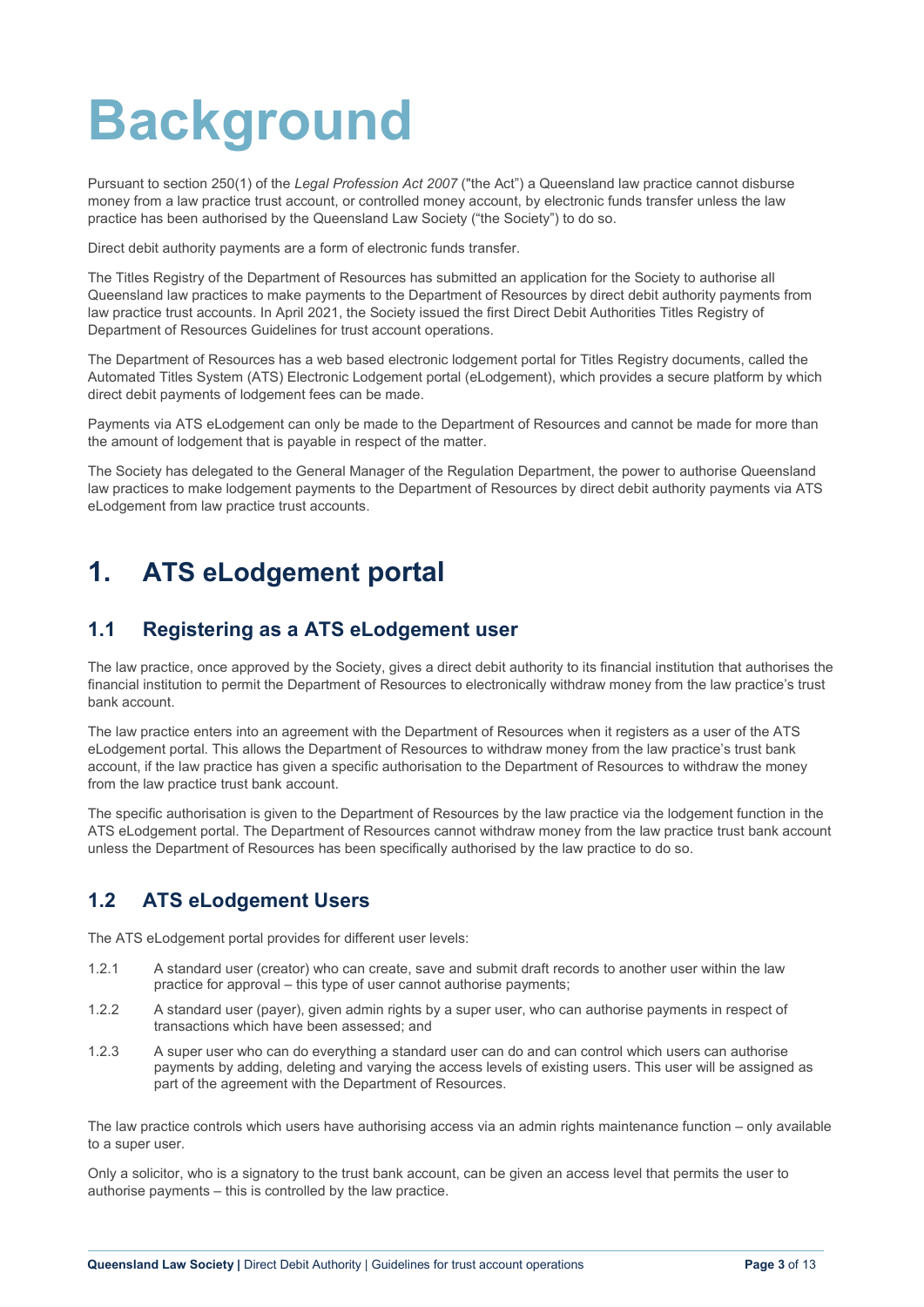# Background

Pursuant to section 250(1) of the *Legal Profession Act 2007* ("the Act") a Queensland law practice cannot disburse money from a law practice trust account, or controlled money account, by electronic funds transfer unless the law practice has been authorised by the Queensland Law Society ("the Society") to do so.

Direct debit authority payments are a form of electronic funds transfer.

The Titles Registry of the Department of Resources has submitted an application for the Society to authorise all Queensland law practices to make payments to the Department of Resources by direct debit authority payments from law practice trust accounts. In April 2021, the Society issued the first Direct Debit Authorities Titles Registry of Department of Resources Guidelines for trust account operations.

The Department of Resources has a web based electronic lodgement portal for Titles Registry documents, called the Automated Titles System (ATS) Electronic Lodgement portal (eLodgement), which provides a secure platform by which direct debit payments of lodgement fees can be made.

Payments via ATS eLodgement can only be made to the Department of Resources and cannot be made for more than the amount of lodgement that is payable in respect of the matter.

The Society has delegated to the General Manager of the Regulation Department, the power to authorise Queensland law practices to make lodgement payments to the Department of Resources by direct debit authority payments via ATS eLodgement from law practice trust accounts.

# 1. ATS eLodgement portal

## 1.1 Registering as a ATS eLodgement user

The law practice, once approved by the Society, gives a direct debit authority to its financial institution that authorises the financial institution to permit the Department of Resources to electronically withdraw money from the law practice's trust bank account.

The law practice enters into an agreement with the Department of Resources when it registers as a user of the ATS eLodgement portal. This allows the Department of Resources to withdraw money from the law practice's trust bank account, if the law practice has given a specific authorisation to the Department of Resources to withdraw the money from the law practice trust bank account.

The specific authorisation is given to the Department of Resources by the law practice via the lodgement function in the ATS eLodgement portal. The Department of Resources cannot withdraw money from the law practice trust bank account unless the Department of Resources has been specifically authorised by the law practice to do so.

## 1.2 ATS eLodgement Users

The ATS eLodgement portal provides for different user levels:

1.2.1 A standard user (creator) who can create, save and submit draft records to another user within the law practice for approval – this type of user cannot authorise payments;

1.2.2 A standard user (payer), given admin rights by a super user, who can authorise payments in respect of transactions which have been assessed; and

1.2.3 A super user who can do everything a standard user can do and can control which users can authorise payments by adding, deleting and varying the access levels of existing users. This user will be assigned as part of the agreement with the Department of Resources.

The law practice controls which users have authorising access via an admin rights maintenance function – only available to a super user.

Only a solicitor, who is a signatory to the trust bank account, can be given an access level that permits the user to authorise payments – this is controlled by the law practice.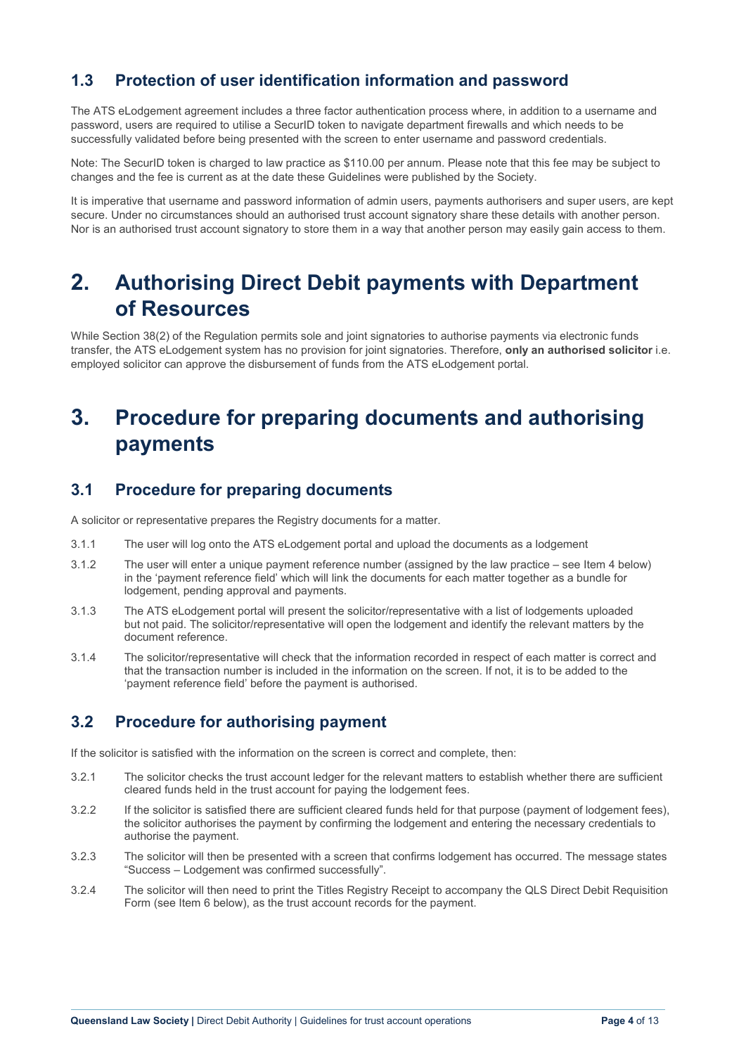### 1.3 Protection of user identification information and password

The ATS eLodgement agreement includes a three factor authentication process where, in addition to a username and password, users are required to utilise a SecurID token to navigate department firewalls and which needs to be successfully validated before being presented with the screen to enter username and password credentials.

Note: The SecurID token is charged to law practice as $110.00 per annum. Please note that this fee may be subject to changes and the fee is current as at the date these Guidelines were published by the Society.

It is imperative that username and password information of admin users, payments authorisers and super users, are kept secure. Under no circumstances should an authorised trust account signatory share these details with another person. Nor is an authorised trust account signatory to store them in a way that another person may easily gain access to them.

# 2. Authorising Direct Debit payments with Department of Resources

While Section 38(2) of the Regulation permits sole and joint signatories to authorise payments via electronic funds transfer, the ATS eLodgement system has no provision for joint signatories. Therefore, **only an authorised solicitor** i.e. employed solicitor can approve the disbursement of funds from the ATS eLodgement portal.

# 3. Procedure for preparing documents and authorising payments

### 3.1 Procedure for preparing documents

A solicitor or representative prepares the Registry documents for a matter.

3.1.1 The user will log onto the ATS eLodgement portal and upload the documents as a lodgement

3.1.2 The user will enter a unique payment reference number (assigned by the law practice – see Item 4 below) in the 'payment reference field' which will link the documents for each matter together as a bundle for lodgement, pending approval and payments.

3.1.3 The ATS eLodgement portal will present the solicitor/representative with a list of lodgements uploaded but not paid. The solicitor/representative will open the lodgement and identify the relevant matters by the document reference.

3.1.4 The solicitor/representative will check that the information recorded in respect of each matter is correct and that the transaction number is included in the information on the screen. If not, it is to be added to the 'payment reference field' before the payment is authorised.

### 3.2 Procedure for authorising payment

If the solicitor is satisfied with the information on the screen is correct and complete, then:

3.2.1 The solicitor checks the trust account ledger for the relevant matters to establish whether there are sufficient cleared funds held in the trust account for paying the lodgement fees.

3.2.2 If the solicitor is satisfied there are sufficient cleared funds held for that purpose (payment of lodgement fees), the solicitor authorises the payment by confirming the lodgement and entering the necessary credentials to authorise the payment.

3.2.3 The solicitor will then be presented with a screen that confirms lodgement has occurred. The message states "Success – Lodgement was confirmed successfully".

3.2.4 The solicitor will then need to print the Titles Registry Receipt to accompany the QLS Direct Debit Requisition Form (see Item 6 below), as the trust account records for the payment.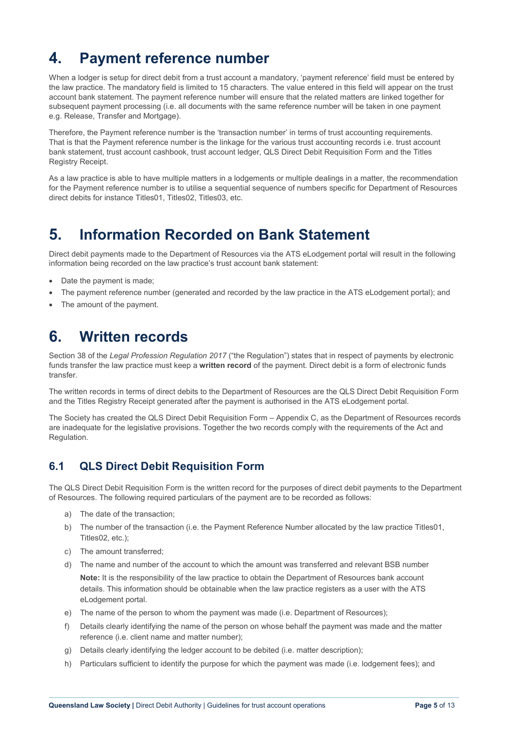# 4. Payment reference number

When a lodger is setup for direct debit from a trust account a mandatory, 'payment reference' field must be entered by the law practice. The mandatory field is limited to 15 characters. The value entered in this field will appear on the trust account bank statement. The payment reference number will ensure that the related matters are linked together for subsequent payment processing (i.e. all documents with the same reference number will be taken in one payment e.g. Release, Transfer and Mortgage).

Therefore, the Payment reference number is the 'transaction number' in terms of trust accounting requirements. That is that the Payment reference number is the linkage for the various trust accounting records i.e. trust account bank statement, trust account cashbook, trust account ledger, QLS Direct Debit Requisition Form and the Titles Registry Receipt.

As a law practice is able to have multiple matters in a lodgements or multiple dealings in a matter, the recommendation for the Payment reference number is to utilise a sequential sequence of numbers specific for Department of Resources direct debits for instance Titles01, Titles02, Titles03, etc.

# 5. Information Recorded on Bank Statement

Direct debit payments made to the Department of Resources via the ATS eLodgement portal will result in the following information being recorded on the law practice's trust account bank statement:

- Date the payment is made;
- The payment reference number (generated and recorded by the law practice in the ATS eLodgement portal); and
- The amount of the payment.

# 6. Written records

Section 38 of the *Legal Profession Regulation 2017* ("the Regulation") states that in respect of payments by electronic funds transfer the law practice must keep a **written record** of the payment. Direct debit is a form of electronic funds transfer.

The written records in terms of direct debits to the Department of Resources are the QLS Direct Debit Requisition Form and the Titles Registry Receipt generated after the payment is authorised in the ATS eLodgement portal.

The Society has created the QLS Direct Debit Requisition Form – Appendix C, as the Department of Resources records are inadequate for the legislative provisions. Together the two records comply with the requirements of the Act and Regulation.

## 6.1 QLS Direct Debit Requisition Form

The QLS Direct Debit Requisition Form is the written record for the purposes of direct debit payments to the Department of Resources. The following required particulars of the payment are to be recorded as follows:

a) The date of the transaction;

b) The number of the transaction (i.e. the Payment Reference Number allocated by the law practice Titles01, Titles02, etc.);

c) The amount transferred;

d) The name and number of the account to which the amount was transferred and relevant BSB number

   **Note:** It is the responsibility of the law practice to obtain the Department of Resources bank account details. This information should be obtainable when the law practice registers as a user with the ATS eLodgement portal.

e) The name of the person to whom the payment was made (i.e. Department of Resources);

f) Details clearly identifying the name of the person on whose behalf the payment was made and the matter reference (i.e. client name and matter number);

g) Details clearly identifying the ledger account to be debited (i.e. matter description);

h) Particulars sufficient to identify the purpose for which the payment was made (i.e. lodgement fees); and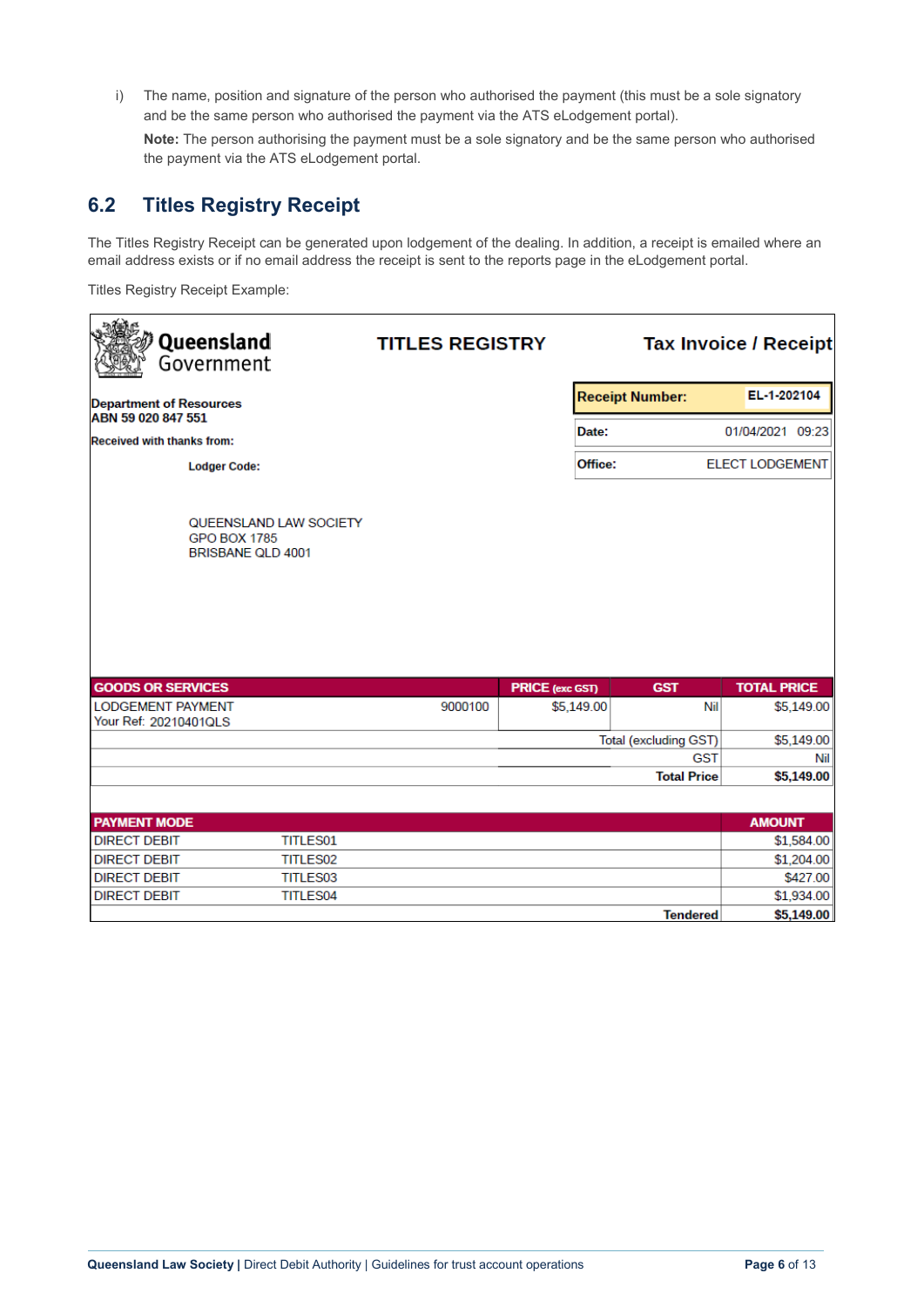i) The name, position and signature of the person who authorised the payment (this must be a sole signatory and be the same person who authorised the payment via the ATS eLodgement portal).

   **Note:** The person authorising the payment must be a sole signatory and be the same person who authorised the payment via the ATS eLodgement portal.

## 6.2 Titles Registry Receipt

The Titles Registry Receipt can be generated upon lodgement of the dealing. In addition, a receipt is emailed where an email address exists or if no email address the receipt is sent to the reports page in the eLodgement portal.

Titles Registry Receipt Example:

**Queensland Government** | **TITLES REGISTRY** | **Tax Invoice / Receipt**

**Department of Resources**
**ABN 59 020 847 551**

**Received with thanks from:**

**Lodger Code:**

QUEENSLAND LAW SOCIETY
GPO BOX 1785
BRISBANE QLD 4001

| | |
|---|---|
| **Receipt Number:** | **EL-1-202104** |
| **Date:** | 01/04/2021 09:23 |
| **Office:** | ELECT LODGEMENT |

| GOODS OR SERVICES | | PRICE (exc GST) | GST | TOTAL PRICE |
|---|---|---|---|---|
| LODGEMENT PAYMENT<br>Your Ref: 20210401QLS | 9000100 | $5,149.00 | Nil | $5,149.00 |
| | | | Total (excluding GST) | $5,149.00 |
| | | | GST | Nil |
| | | | **Total Price** | **$5,149.00** |

| PAYMENT MODE | | | AMOUNT |
|---|---|---|---|
| DIRECT DEBIT | TITLES01 | | $1,584.00 |
| DIRECT DEBIT | TITLES02 | | $1,204.00 |
| DIRECT DEBIT | TITLES03 | | $427.00 |
| DIRECT DEBIT | TITLES04 | | $1,934.00 |
| | | **Tendered** | **$5,149.00** |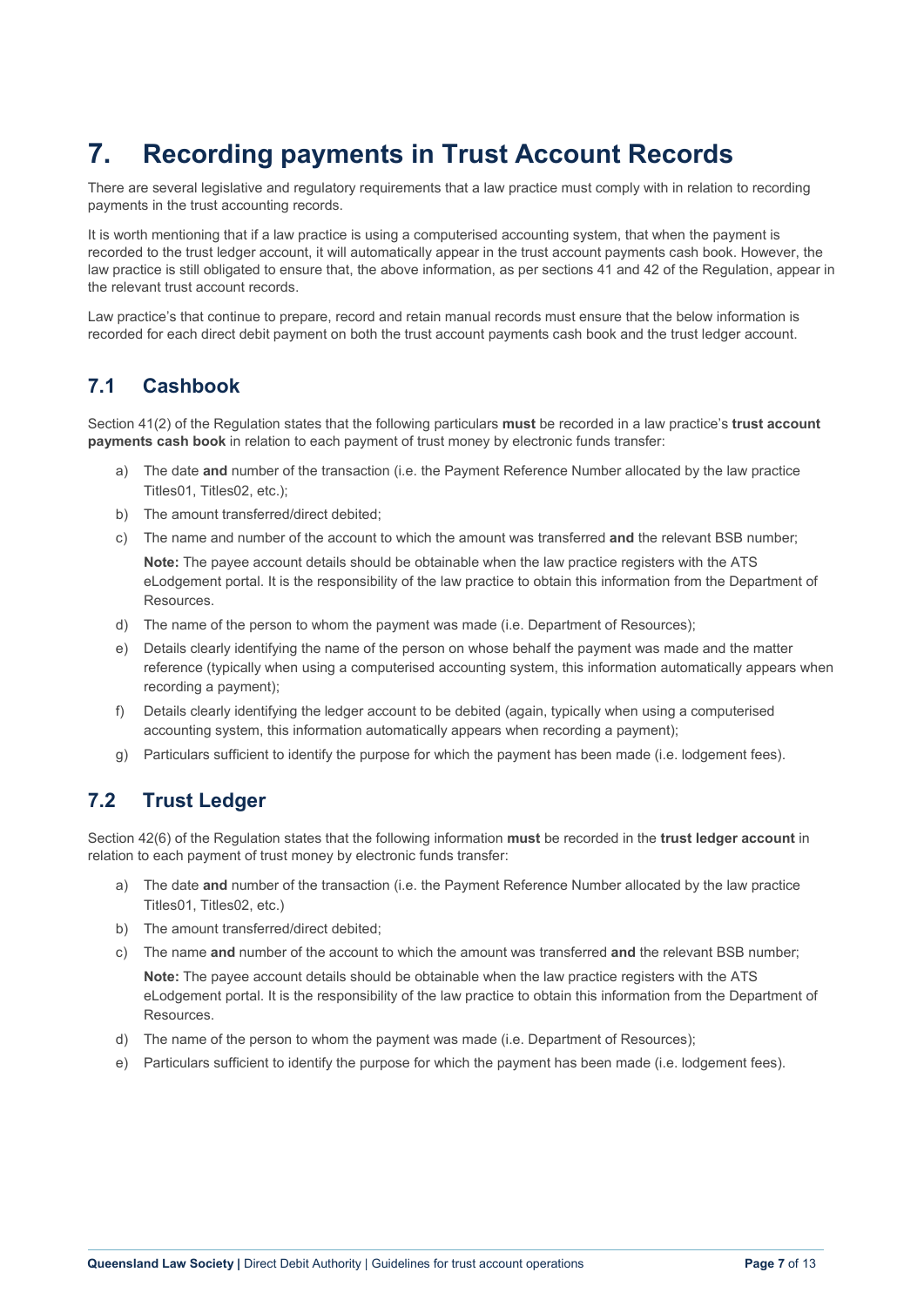# 7. Recording payments in Trust Account Records

There are several legislative and regulatory requirements that a law practice must comply with in relation to recording payments in the trust accounting records.

It is worth mentioning that if a law practice is using a computerised accounting system, that when the payment is recorded to the trust ledger account, it will automatically appear in the trust account payments cash book. However, the law practice is still obligated to ensure that, the above information, as per sections 41 and 42 of the Regulation, appear in the relevant trust account records.

Law practice's that continue to prepare, record and retain manual records must ensure that the below information is recorded for each direct debit payment on both the trust account payments cash book and the trust ledger account.

## 7.1 Cashbook

Section 41(2) of the Regulation states that the following particulars **must** be recorded in a law practice's **trust account payments cash book** in relation to each payment of trust money by electronic funds transfer:

a) The date **and** number of the transaction (i.e. the Payment Reference Number allocated by the law practice Titles01, Titles02, etc.);

b) The amount transferred/direct debited;

c) The name and number of the account to which the amount was transferred **and** the relevant BSB number;

   **Note:** The payee account details should be obtainable when the law practice registers with the ATS eLodgement portal. It is the responsibility of the law practice to obtain this information from the Department of Resources.

d) The name of the person to whom the payment was made (i.e. Department of Resources);

e) Details clearly identifying the name of the person on whose behalf the payment was made and the matter reference (typically when using a computerised accounting system, this information automatically appears when recording a payment);

f) Details clearly identifying the ledger account to be debited (again, typically when using a computerised accounting system, this information automatically appears when recording a payment);

g) Particulars sufficient to identify the purpose for which the payment has been made (i.e. lodgement fees).

## 7.2 Trust Ledger

Section 42(6) of the Regulation states that the following information **must** be recorded in the **trust ledger account** in relation to each payment of trust money by electronic funds transfer:

a) The date **and** number of the transaction (i.e. the Payment Reference Number allocated by the law practice Titles01, Titles02, etc.)

b) The amount transferred/direct debited;

c) The name **and** number of the account to which the amount was transferred **and** the relevant BSB number;

   **Note:** The payee account details should be obtainable when the law practice registers with the ATS eLodgement portal. It is the responsibility of the law practice to obtain this information from the Department of Resources.

d) The name of the person to whom the payment was made (i.e. Department of Resources);

e) Particulars sufficient to identify the purpose for which the payment has been made (i.e. lodgement fees).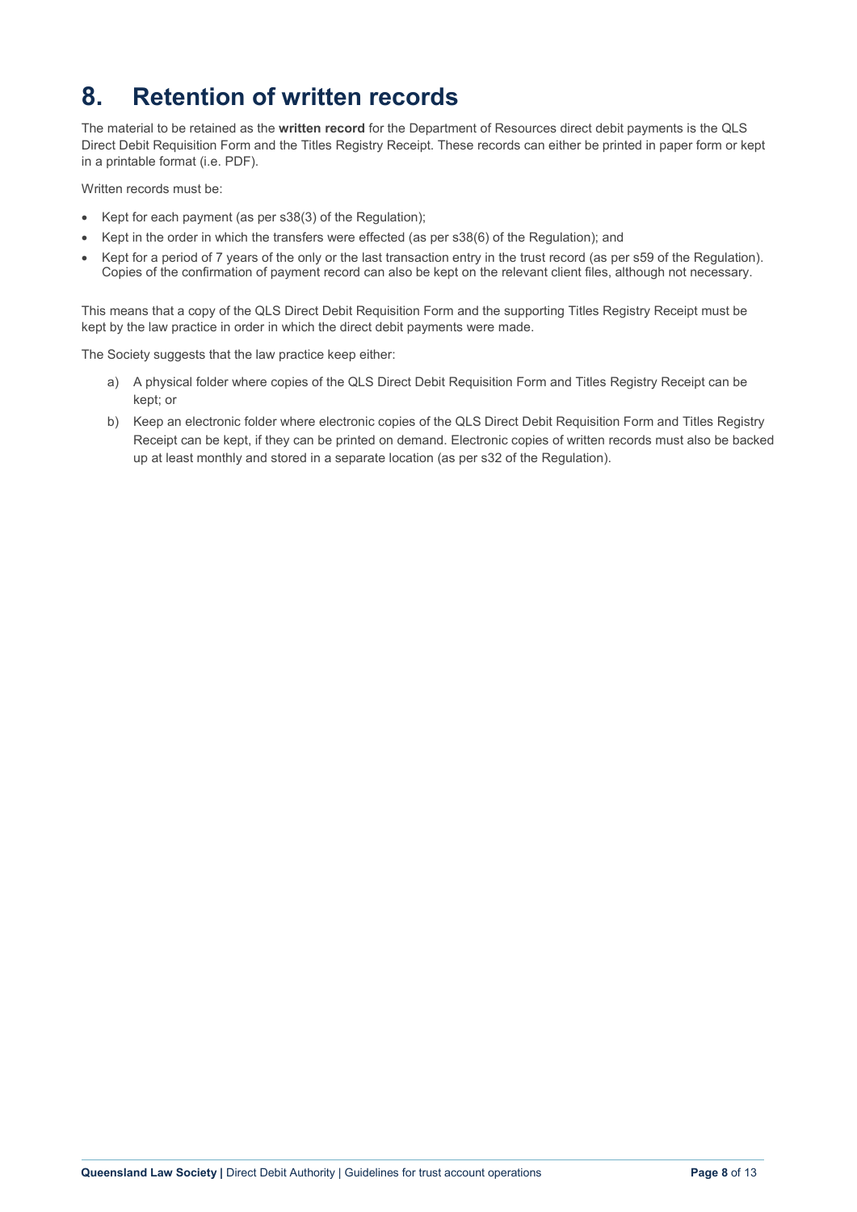# 8. Retention of written records

The material to be retained as the **written record** for the Department of Resources direct debit payments is the QLS Direct Debit Requisition Form and the Titles Registry Receipt. These records can either be printed in paper form or kept in a printable format (i.e. PDF).

Written records must be:

- Kept for each payment (as per s38(3) of the Regulation);
- Kept in the order in which the transfers were effected (as per s38(6) of the Regulation); and
- Kept for a period of 7 years of the only or the last transaction entry in the trust record (as per s59 of the Regulation). Copies of the confirmation of payment record can also be kept on the relevant client files, although not necessary.

This means that a copy of the QLS Direct Debit Requisition Form and the supporting Titles Registry Receipt must be kept by the law practice in order in which the direct debit payments were made.

The Society suggests that the law practice keep either:

a) A physical folder where copies of the QLS Direct Debit Requisition Form and Titles Registry Receipt can be kept; or

b) Keep an electronic folder where electronic copies of the QLS Direct Debit Requisition Form and Titles Registry Receipt can be kept, if they can be printed on demand. Electronic copies of written records must also be backed up at least monthly and stored in a separate location (as per s32 of the Regulation).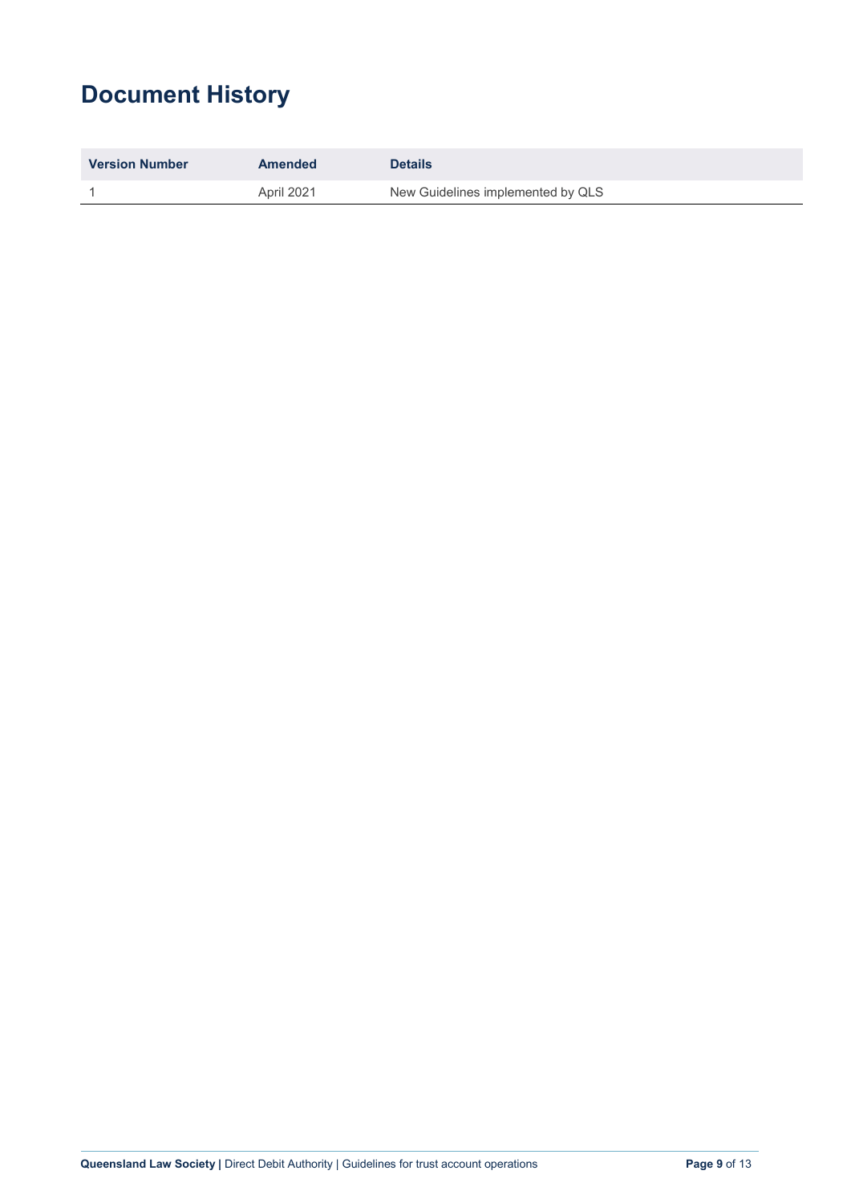# Document History

| Version Number | Amended | Details |
|---|---|---|
| 1 | April 2021 | New Guidelines implemented by QLS |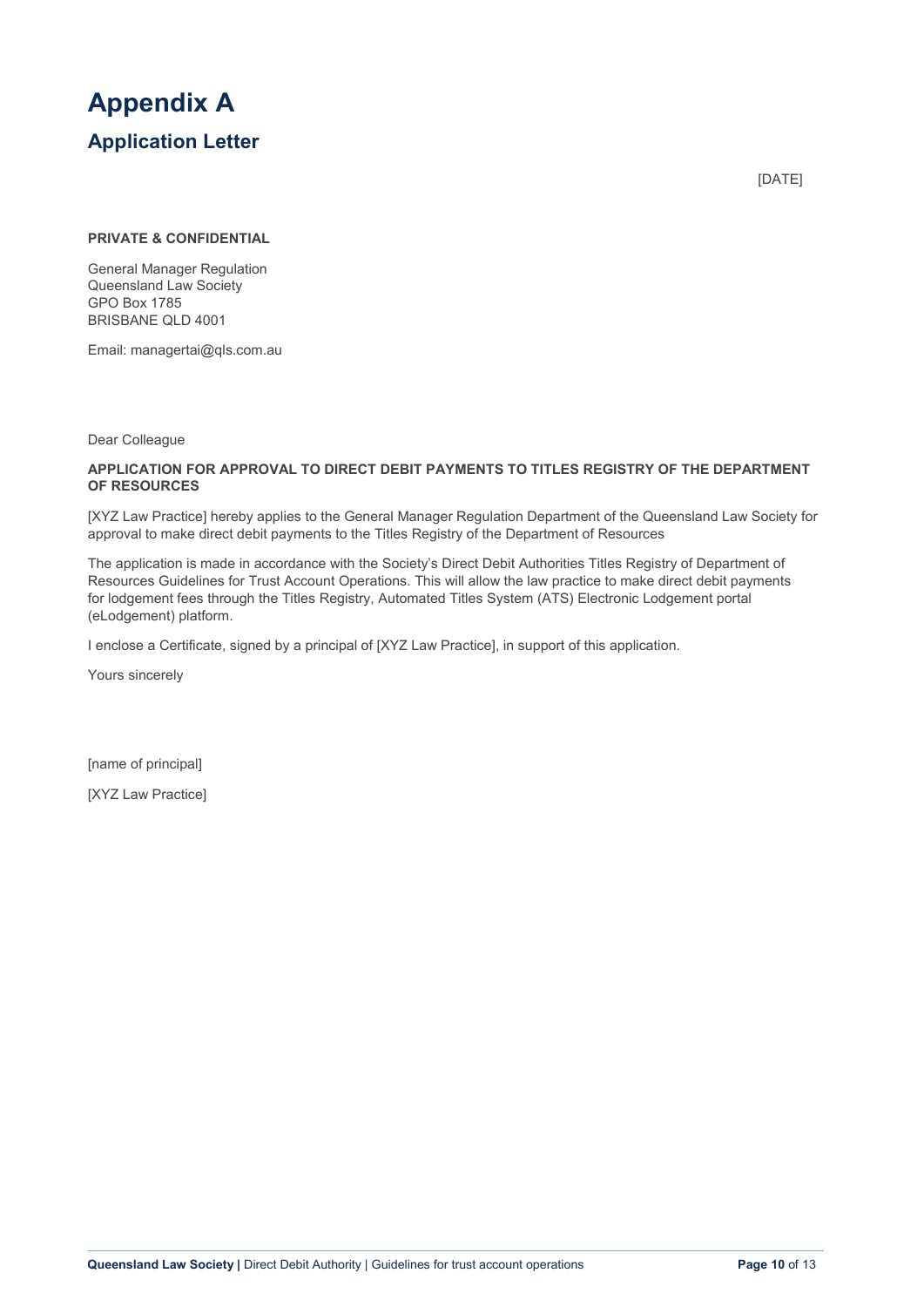# Appendix A

## Application Letter

[DATE]

**PRIVATE & CONFIDENTIAL**

General Manager Regulation
Queensland Law Society
GPO Box 1785
BRISBANE QLD 4001

Email: managertai@qls.com.au

Dear Colleague

**APPLICATION FOR APPROVAL TO DIRECT DEBIT PAYMENTS TO TITLES REGISTRY OF THE DEPARTMENT OF RESOURCES**

[XYZ Law Practice] hereby applies to the General Manager Regulation Department of the Queensland Law Society for approval to make direct debit payments to the Titles Registry of the Department of Resources

The application is made in accordance with the Society's Direct Debit Authorities Titles Registry of Department of Resources Guidelines for Trust Account Operations. This will allow the law practice to make direct debit payments for lodgement fees through the Titles Registry, Automated Titles System (ATS) Electronic Lodgement portal (eLodgement) platform.

I enclose a Certificate, signed by a principal of [XYZ Law Practice], in support of this application.

Yours sincerely

[name of principal]

[XYZ Law Practice]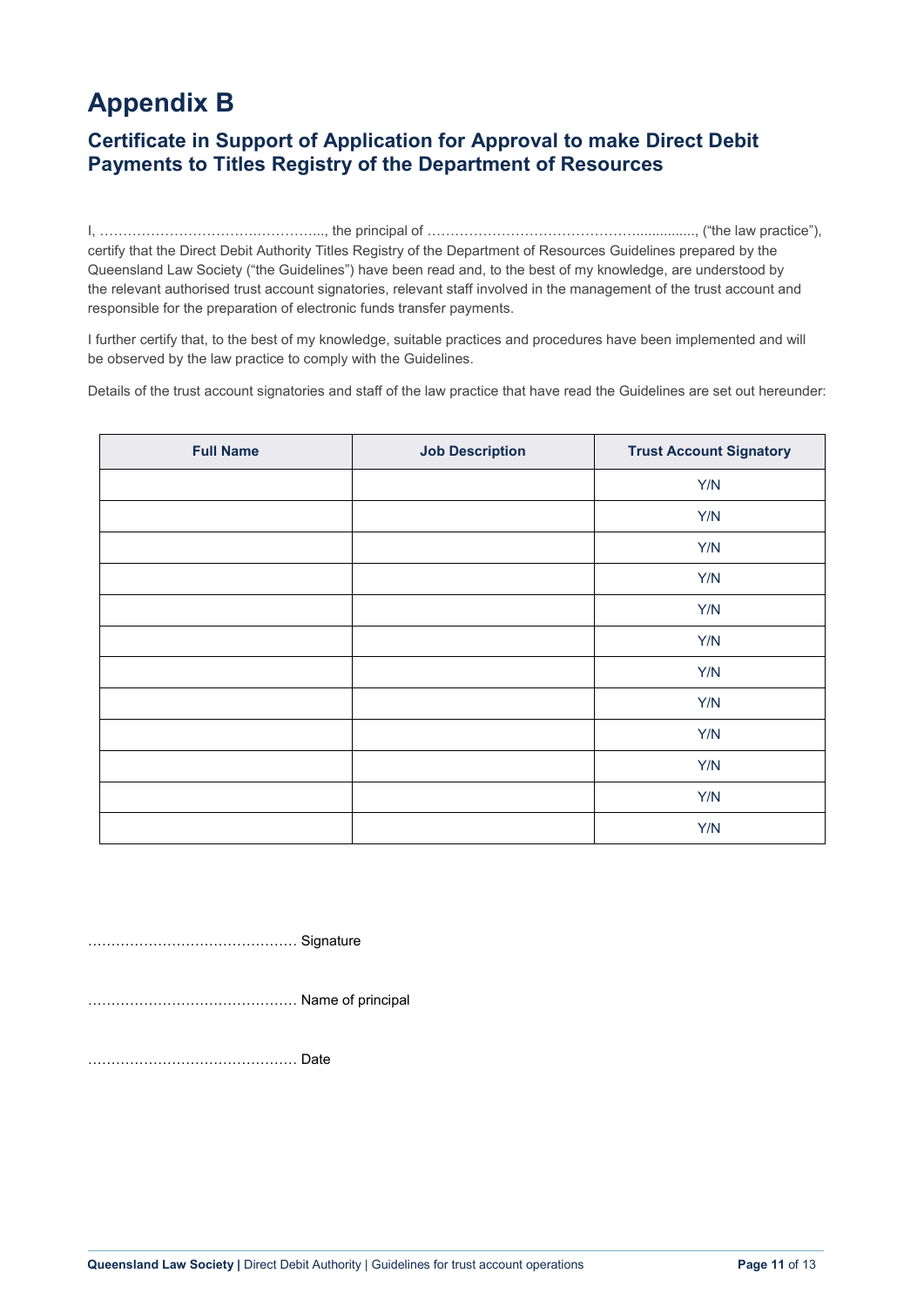# Appendix B

## Certificate in Support of Application for Approval to make Direct Debit Payments to Titles Registry of the Department of Resources

I, ………………………….…………….., the principal of …………………………………………..............., ("the law practice"), certify that the Direct Debit Authority Titles Registry of the Department of Resources Guidelines prepared by the Queensland Law Society ("the Guidelines") have been read and, to the best of my knowledge, are understood by the relevant authorised trust account signatories, relevant staff involved in the management of the trust account and responsible for the preparation of electronic funds transfer payments.

I further certify that, to the best of my knowledge, suitable practices and procedures have been implemented and will be observed by the law practice to comply with the Guidelines.

Details of the trust account signatories and staff of the law practice that have read the Guidelines are set out hereunder:

| Full Name | Job Description | Trust Account Signatory |
|---|---|---|
| | | Y/N |
| | | Y/N |
| | | Y/N |
| | | Y/N |
| | | Y/N |
| | | Y/N |
| | | Y/N |
| | | Y/N |
| | | Y/N |
| | | Y/N |
| | | Y/N |
| | | Y/N |

……………………………………… Signature

……………………………………… Name of principal

……………………………………… Date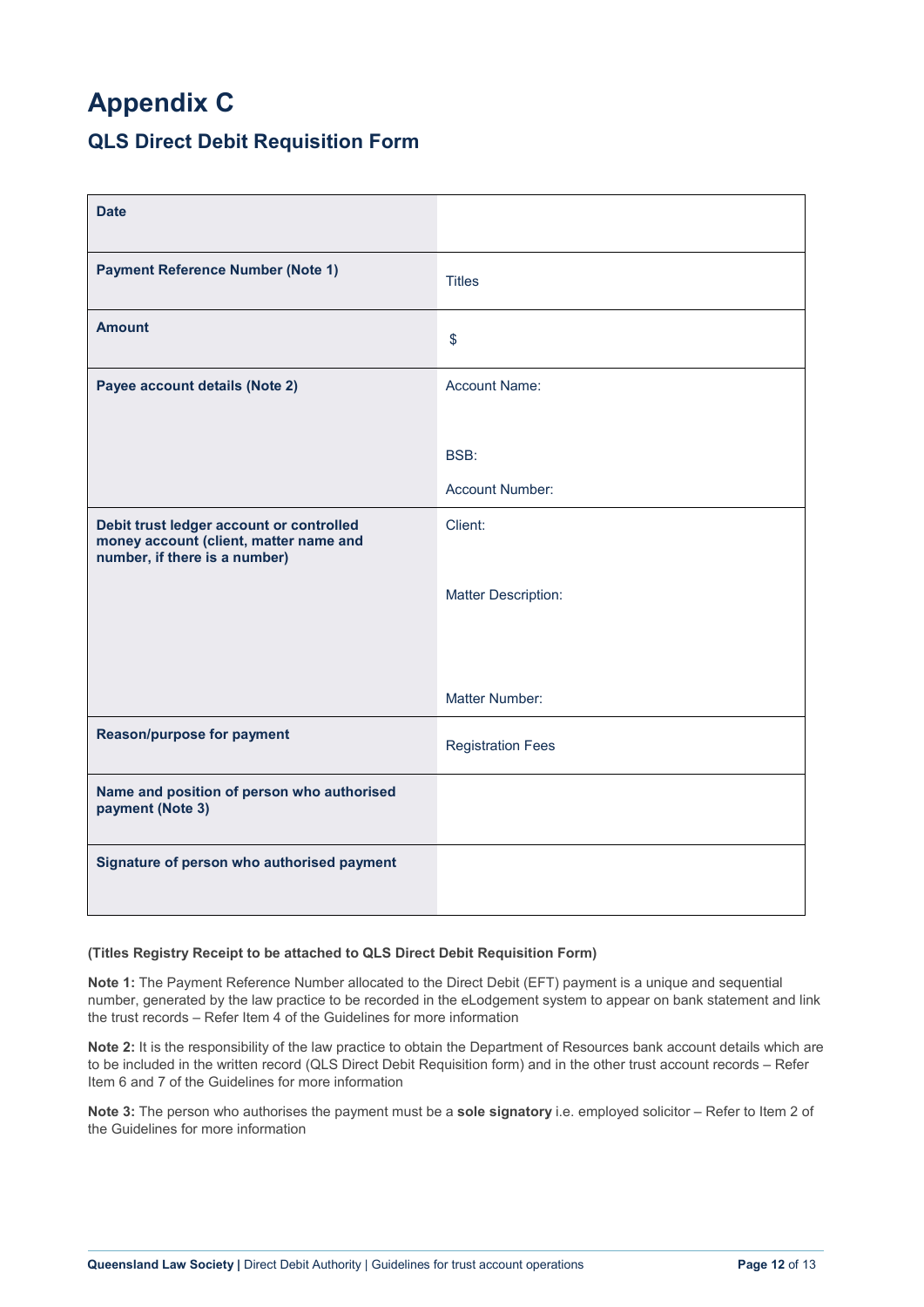# Appendix C

## QLS Direct Debit Requisition Form

| | |
|---|---|
| **Date** | |
| **Payment Reference Number (Note 1)** | Titles |
| **Amount** | $ |
| **Payee account details (Note 2)** | Account Name:<br><br>BSB:<br>Account Number: |
| **Debit trust ledger account or controlled money account (client, matter name and number, if there is a number)** | Client:<br><br>Matter Description:<br><br>Matter Number: |
| **Reason/purpose for payment** | Registration Fees |
| **Name and position of person who authorised payment (Note 3)** | |
| **Signature of person who authorised payment** | |

**(Titles Registry Receipt to be attached to QLS Direct Debit Requisition Form)**

**Note 1:** The Payment Reference Number allocated to the Direct Debit (EFT) payment is a unique and sequential number, generated by the law practice to be recorded in the eLodgement system to appear on bank statement and link the trust records – Refer Item 4 of the Guidelines for more information

**Note 2:** It is the responsibility of the law practice to obtain the Department of Resources bank account details which are to be included in the written record (QLS Direct Debit Requisition form) and in the other trust account records – Refer Item 6 and 7 of the Guidelines for more information

**Note 3:** The person who authorises the payment must be a **sole signatory** i.e. employed solicitor – Refer to Item 2 of the Guidelines for more information